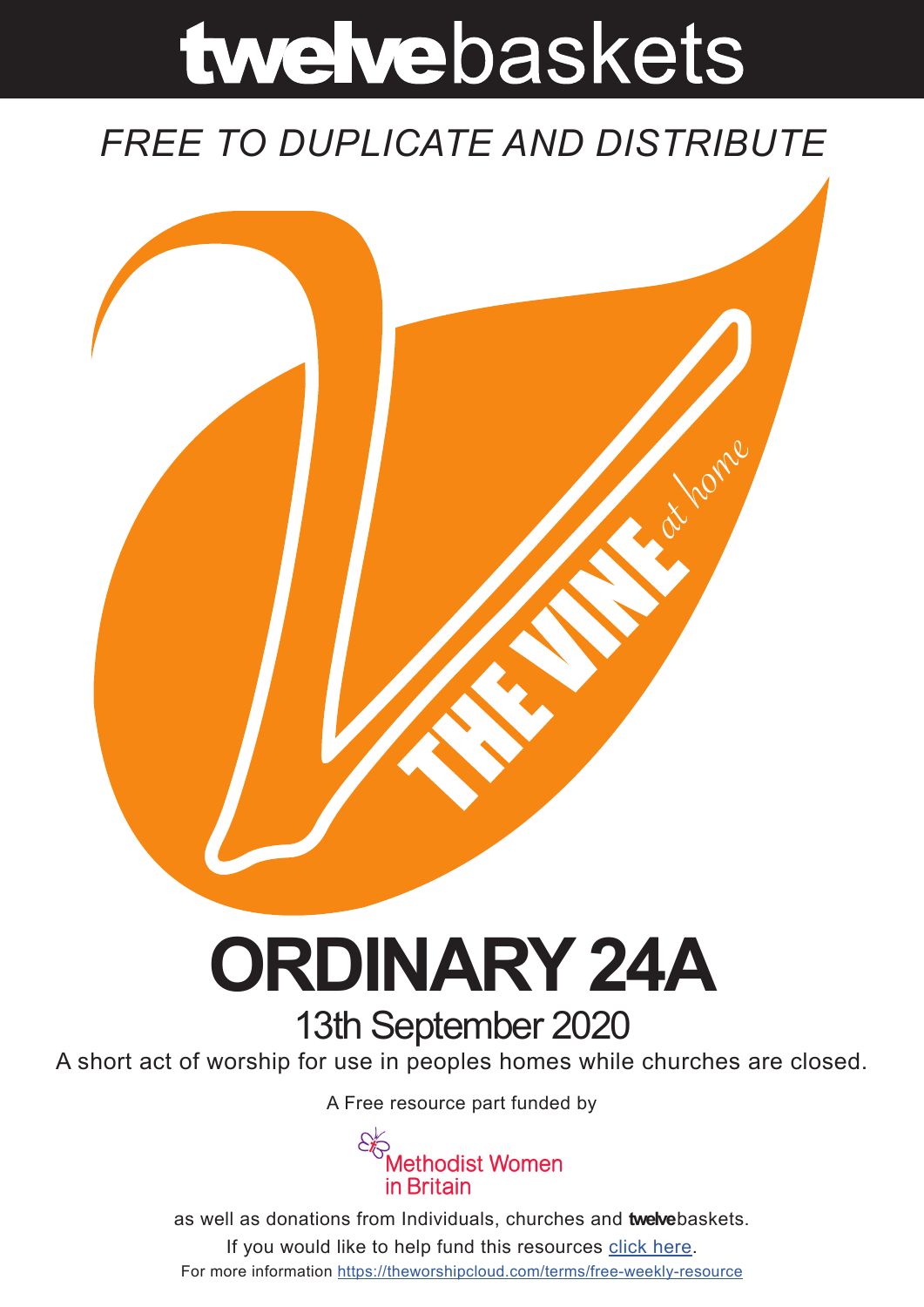# twelvebaskets

*FREE TO DUPLICATE AND DISTRIBUTE*

THE VINE *at home*

# ORDINARY 24A

## 13th September 2020

A short act of worship for use in peoples homes while churches are closed.

A Free resource part funded by

Methodist Women in Britain

as well as donations from Individuals, churches and **twelve**baskets.

If you would like to help fund this resources click here.

For more information https://theworshipcloud.com/terms/free-weekly-resource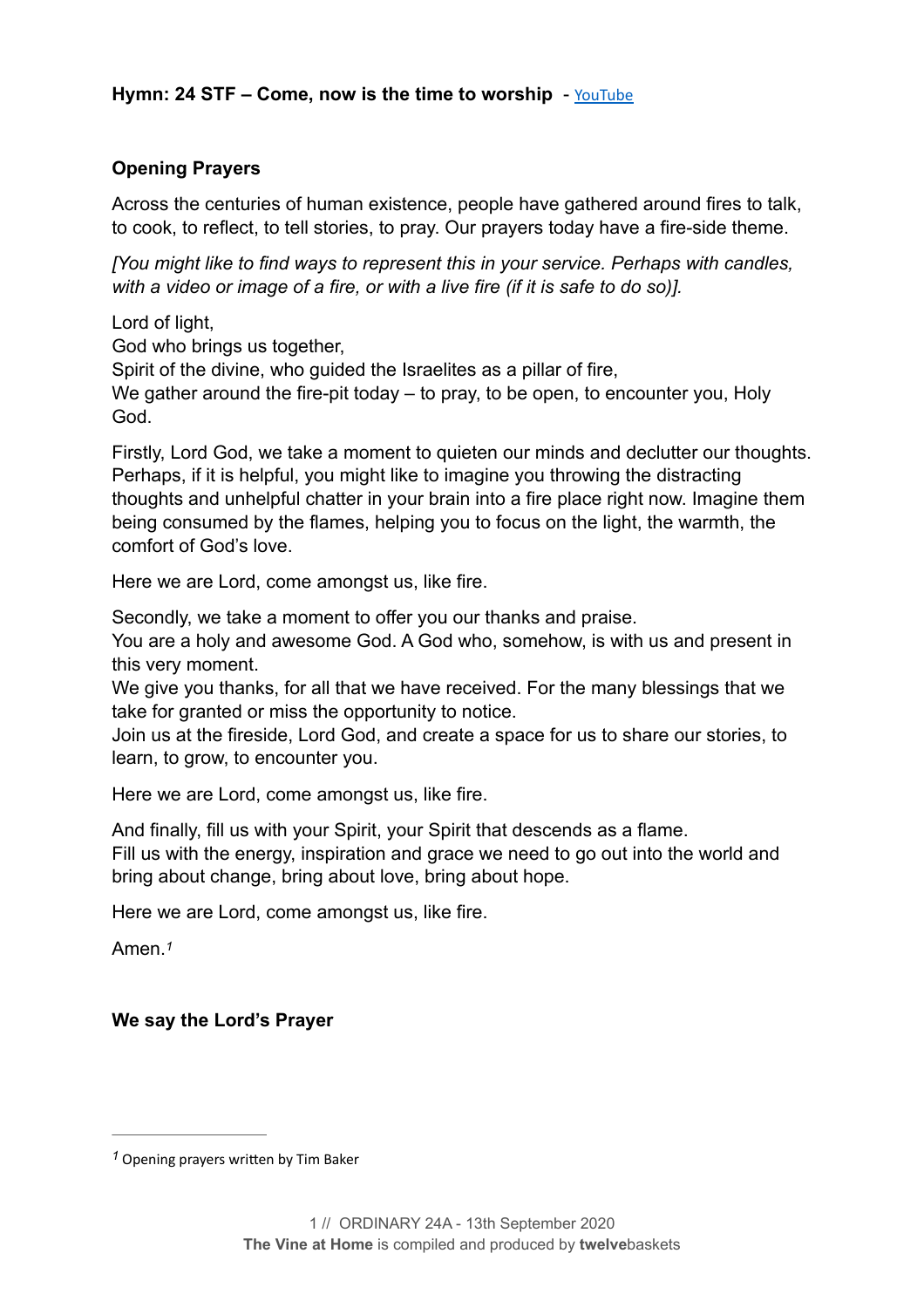**Hymn: 24 STF – Come, now is the time to worship** - YouTube

**Opening Prayers**

Across the centuries of human existence, people have gathered around fires to talk, to cook, to reflect, to tell stories, to pray. Our prayers today have a fire-side theme.

*[You might like to find ways to represent this in your service. Perhaps with candles, with a video or image of a fire, or with a live fire (if it is safe to do so)].*

Lord of light,
God who brings us together,
Spirit of the divine, who guided the Israelites as a pillar of fire,
We gather around the fire-pit today – to pray, to be open, to encounter you, Holy God.

Firstly, Lord God, we take a moment to quieten our minds and declutter our thoughts. Perhaps, if it is helpful, you might like to imagine you throwing the distracting thoughts and unhelpful chatter in your brain into a fire place right now. Imagine them being consumed by the flames, helping you to focus on the light, the warmth, the comfort of God's love.

Here we are Lord, come amongst us, like fire.

Secondly, we take a moment to offer you our thanks and praise.
You are a holy and awesome God. A God who, somehow, is with us and present in this very moment.
We give you thanks, for all that we have received. For the many blessings that we take for granted or miss the opportunity to notice.
Join us at the fireside, Lord God, and create a space for us to share our stories, to learn, to grow, to encounter you.

Here we are Lord, come amongst us, like fire.

And finally, fill us with your Spirit, your Spirit that descends as a flame.
Fill us with the energy, inspiration and grace we need to go out into the world and bring about change, bring about love, bring about hope.

Here we are Lord, come amongst us, like fire.

Amen.[1]

**We say the Lord's Prayer**

---

[1] Opening prayers written by Tim Baker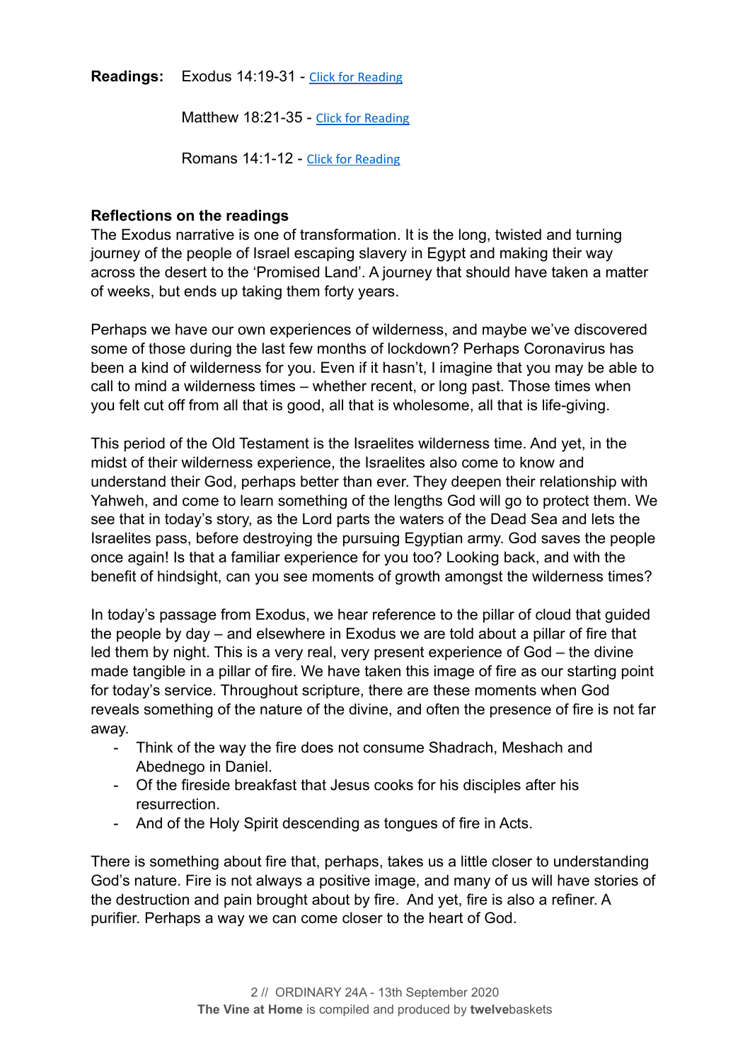**Readings:** Exodus 14:19-31 - [Click for Reading]

Matthew 18:21-35 - [Click for Reading]

Romans 14:1-12 - [Click for Reading]

**Reflections on the readings**

The Exodus narrative is one of transformation. It is the long, twisted and turning journey of the people of Israel escaping slavery in Egypt and making their way across the desert to the 'Promised Land'. A journey that should have taken a matter of weeks, but ends up taking them forty years.

Perhaps we have our own experiences of wilderness, and maybe we've discovered some of those during the last few months of lockdown? Perhaps Coronavirus has been a kind of wilderness for you. Even if it hasn't, I imagine that you may be able to call to mind a wilderness times – whether recent, or long past. Those times when you felt cut off from all that is good, all that is wholesome, all that is life-giving.

This period of the Old Testament is the Israelites wilderness time. And yet, in the midst of their wilderness experience, the Israelites also come to know and understand their God, perhaps better than ever. They deepen their relationship with Yahweh, and come to learn something of the lengths God will go to protect them. We see that in today's story, as the Lord parts the waters of the Dead Sea and lets the Israelites pass, before destroying the pursuing Egyptian army. God saves the people once again! Is that a familiar experience for you too? Looking back, and with the benefit of hindsight, can you see moments of growth amongst the wilderness times?

In today's passage from Exodus, we hear reference to the pillar of cloud that guided the people by day – and elsewhere in Exodus we are told about a pillar of fire that led them by night. This is a very real, very present experience of God – the divine made tangible in a pillar of fire. We have taken this image of fire as our starting point for today's service. Throughout scripture, there are these moments when God reveals something of the nature of the divine, and often the presence of fire is not far away.

- Think of the way the fire does not consume Shadrach, Meshach and Abednego in Daniel.
- Of the fireside breakfast that Jesus cooks for his disciples after his resurrection.
- And of the Holy Spirit descending as tongues of fire in Acts.

There is something about fire that, perhaps, takes us a little closer to understanding God's nature. Fire is not always a positive image, and many of us will have stories of the destruction and pain brought about by fire. And yet, fire is also a refiner. A purifier. Perhaps a way we can come closer to the heart of God.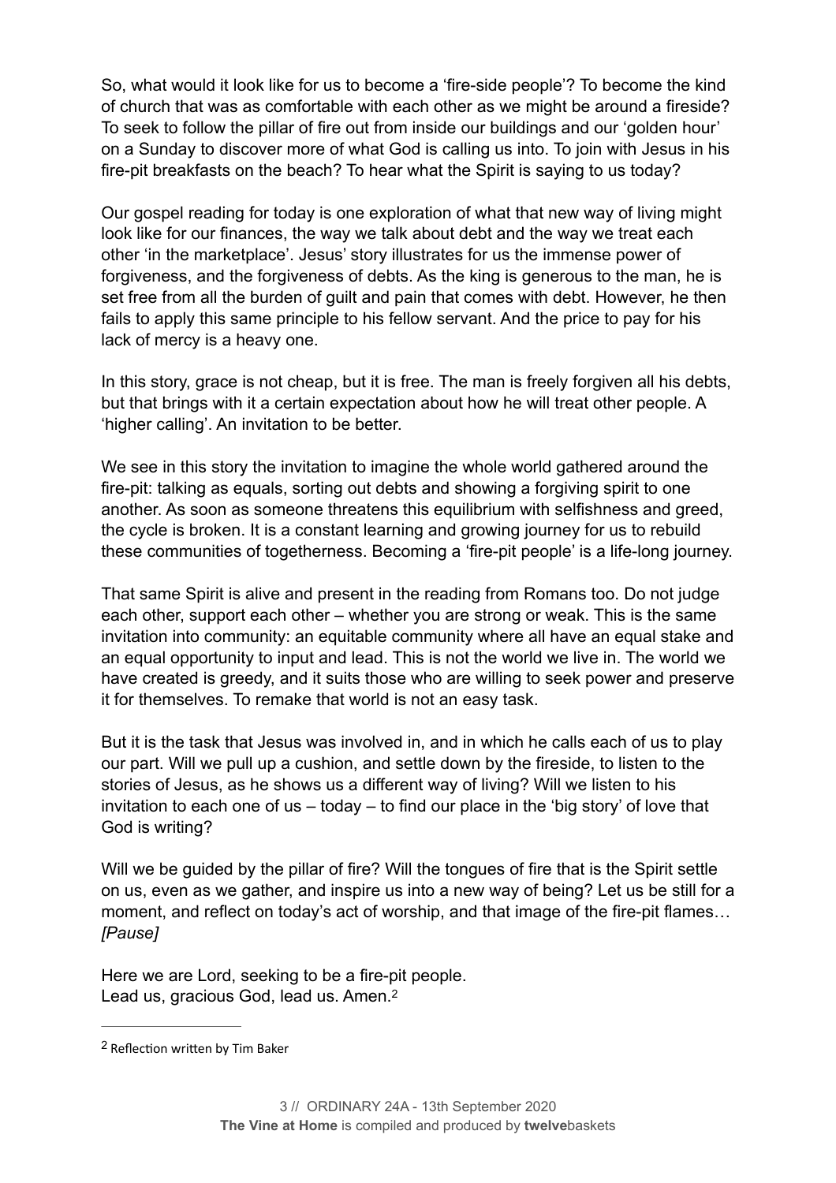So, what would it look like for us to become a 'fire-side people'? To become the kind of church that was as comfortable with each other as we might be around a fireside? To seek to follow the pillar of fire out from inside our buildings and our 'golden hour' on a Sunday to discover more of what God is calling us into. To join with Jesus in his fire-pit breakfasts on the beach? To hear what the Spirit is saying to us today?

Our gospel reading for today is one exploration of what that new way of living might look like for our finances, the way we talk about debt and the way we treat each other 'in the marketplace'. Jesus' story illustrates for us the immense power of forgiveness, and the forgiveness of debts. As the king is generous to the man, he is set free from all the burden of guilt and pain that comes with debt. However, he then fails to apply this same principle to his fellow servant. And the price to pay for his lack of mercy is a heavy one.

In this story, grace is not cheap, but it is free. The man is freely forgiven all his debts, but that brings with it a certain expectation about how he will treat other people. A 'higher calling'. An invitation to be better.

We see in this story the invitation to imagine the whole world gathered around the fire-pit: talking as equals, sorting out debts and showing a forgiving spirit to one another. As soon as someone threatens this equilibrium with selfishness and greed, the cycle is broken. It is a constant learning and growing journey for us to rebuild these communities of togetherness. Becoming a 'fire-pit people' is a life-long journey.

That same Spirit is alive and present in the reading from Romans too. Do not judge each other, support each other – whether you are strong or weak. This is the same invitation into community: an equitable community where all have an equal stake and an equal opportunity to input and lead. This is not the world we live in. The world we have created is greedy, and it suits those who are willing to seek power and preserve it for themselves. To remake that world is not an easy task.

But it is the task that Jesus was involved in, and in which he calls each of us to play our part. Will we pull up a cushion, and settle down by the fireside, to listen to the stories of Jesus, as he shows us a different way of living? Will we listen to his invitation to each one of us – today – to find our place in the 'big story' of love that God is writing?

Will we be guided by the pillar of fire? Will the tongues of fire that is the Spirit settle on us, even as we gather, and inspire us into a new way of being? Let us be still for a moment, and reflect on today's act of worship, and that image of the fire-pit flames… *[Pause]*

Here we are Lord, seeking to be a fire-pit people.
Lead us, gracious God, lead us. Amen.[2]

---

[2] Reflection written by Tim Baker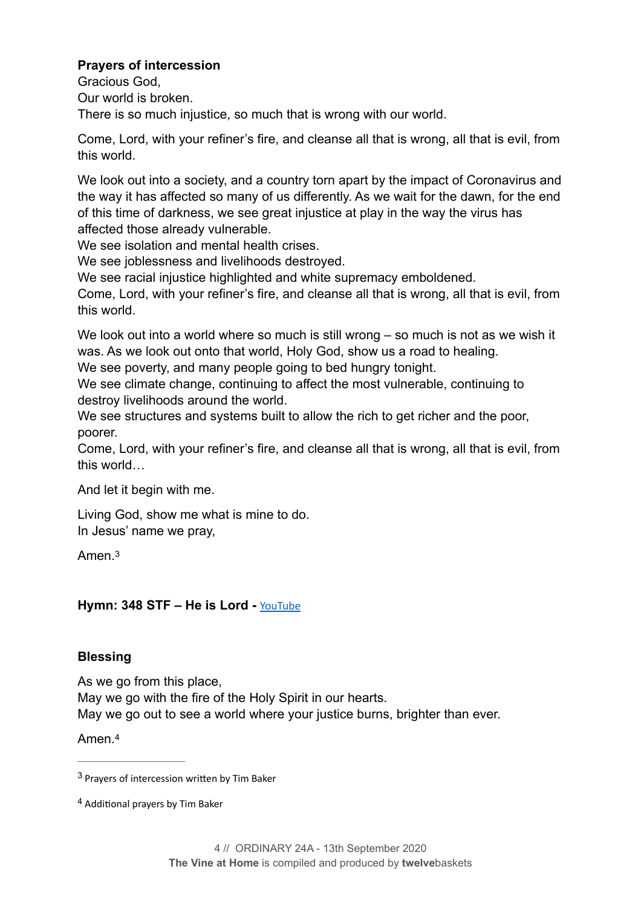**Prayers of intercession**

Gracious God,
Our world is broken.
There is so much injustice, so much that is wrong with our world.

Come, Lord, with your refiner's fire, and cleanse all that is wrong, all that is evil, from this world.

We look out into a society, and a country torn apart by the impact of Coronavirus and the way it has affected so many of us differently. As we wait for the dawn, for the end of this time of darkness, we see great injustice at play in the way the virus has affected those already vulnerable.
We see isolation and mental health crises.
We see joblessness and livelihoods destroyed.
We see racial injustice highlighted and white supremacy emboldened.
Come, Lord, with your refiner's fire, and cleanse all that is wrong, all that is evil, from this world.

We look out into a world where so much is still wrong – so much is not as we wish it was. As we look out onto that world, Holy God, show us a road to healing.
We see poverty, and many people going to bed hungry tonight.
We see climate change, continuing to affect the most vulnerable, continuing to destroy livelihoods around the world.
We see structures and systems built to allow the rich to get richer and the poor, poorer.
Come, Lord, with your refiner's fire, and cleanse all that is wrong, all that is evil, from this world…

And let it begin with me.

Living God, show me what is mine to do.
In Jesus' name we pray,

Amen.[3]

**Hymn: 348 STF – He is Lord -** YouTube

**Blessing**

As we go from this place,
May we go with the fire of the Holy Spirit in our hearts.
May we go out to see a world where your justice burns, brighter than ever.

Amen.[4]

---

[3] Prayers of intercession written by Tim Baker

[4] Additional prayers by Tim Baker